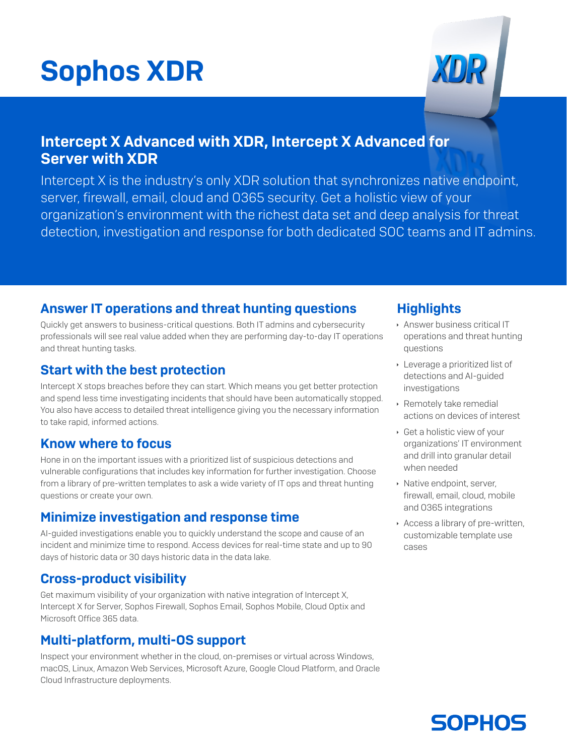# Sophos XDR

## Intercept X Advanced with XDR, Intercept X Advanced for Server with XDR

Intercept X is the industry's only XDR solution that synchronizes native endpoint, server, firewall, email, cloud and O365 security. Get a holistic view of your organization's environment with the richest data set and deep analysis for threat detection, investigation and response for both dedicated SOC teams and IT admins.

### Answer IT operations and threat hunting questions

Quickly get answers to business-critical questions. Both IT admins and cybersecurity professionals will see real value added when they are performing day-to-day IT operations and threat hunting tasks.

### Start with the best protection

Intercept X stops breaches before they can start. Which means you get better protection and spend less time investigating incidents that should have been automatically stopped. You also have access to detailed threat intelligence giving you the necessary information to take rapid, informed actions.

### Know where to focus

Hone in on the important issues with a prioritized list of suspicious detections and vulnerable configurations that includes key information for further investigation. Choose from a library of pre-written templates to ask a wide variety of IT ops and threat hunting questions or create your own.

### Minimize investigation and response time

AI-guided investigations enable you to quickly understand the scope and cause of an incident and minimize time to respond. Access devices for real-time state and up to 90 days of historic data or 30 days historic data in the data lake.

### Cross-product visibility

Get maximum visibility of your organization with native integration of Intercept X, Intercept X for Server, Sophos Firewall, Sophos Email, Sophos Mobile, Cloud Optix and Microsoft Office 365 data.

### Multi-platform, multi-OS support

Inspect your environment whether in the cloud, on-premises or virtual across Windows, macOS, Linux, Amazon Web Services, Microsoft Azure, Google Cloud Platform, and Oracle Cloud Infrastructure deployments.

### Highlights

- Answer business critical IT operations and threat hunting questions
- Leverage a prioritized list of detections and AI-guided investigations
- Remotely take remedial actions on devices of interest
- Get a holistic view of your organizations' IT environment and drill into granular detail when needed
- Native endpoint, server, firewall, email, cloud, mobile and O365 integrations
- Access a library of pre-written, customizable template use cases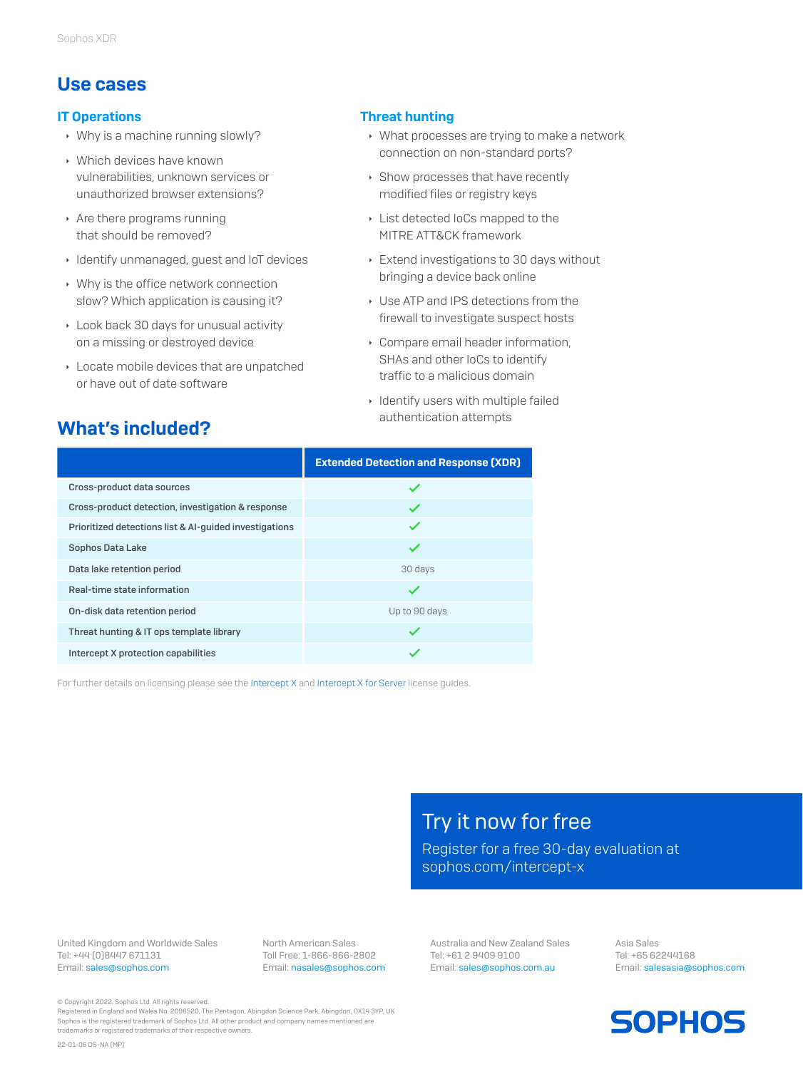## Use cases

### IT Operations

- Why is a machine running slowly?
- Which devices have known vulnerabilities, unknown services or unauthorized browser extensions?
- Are there programs running that should be removed?
- Identify unmanaged, guest and IoT devices
- Why is the office network connection slow? Which application is causing it?
- Look back 30 days for unusual activity on a missing or destroyed device
- Locate mobile devices that are unpatched or have out of date software

### Threat hunting

- What processes are trying to make a network connection on non-standard ports?
- Show processes that have recently modified files or registry keys
- List detected IoCs mapped to the MITRE ATT&CK framework
- Extend investigations to 30 days without bringing a device back online
- Use ATP and IPS detections from the firewall to investigate suspect hosts
- Compare email header information, SHAs and other IoCs to identify traffic to a malicious domain
- Identify users with multiple failed authentication attempts

## What's included?

| | Extended Detection and Response (XDR) |
|---|---|
| Cross-product data sources | ✓ |
| Cross-product detection, investigation & response | ✓ |
| Prioritized detections list & AI-guided investigations | ✓ |
| Sophos Data Lake | ✓ |
| Data lake retention period | 30 days |
| Real-time state information | ✓ |
| On-disk data retention period | Up to 90 days |
| Threat hunting & IT ops template library | ✓ |
| Intercept X protection capabilities | ✓ |

For further details on licensing please see the Intercept X and Intercept X for Server license guides.

## Try it now for free

Register for a free 30-day evaluation at sophos.com/intercept-x

United Kingdom and Worldwide Sales
Tel: +44 (0)8447 671131
Email: sales@sophos.com

North American Sales
Toll Free: 1-866-866-2802
Email: nasales@sophos.com

Australia and New Zealand Sales
Tel: +61 2 9409 9100
Email: sales@sophos.com.au

Asia Sales
Tel: +65 62244168
Email: salesasia@sophos.com

© Copyright 2022. Sophos Ltd. All rights reserved.
Registered in England and Wales No. 2096520, The Pentagon, Abingdon Science Park, Abingdon, OX14 3YP, UK
Sophos is the registered trademark of Sophos Ltd. All other product and company names mentioned are trademarks or registered trademarks of their respective owners.

22-01-06 DS-NA (MP)

SOPHOS